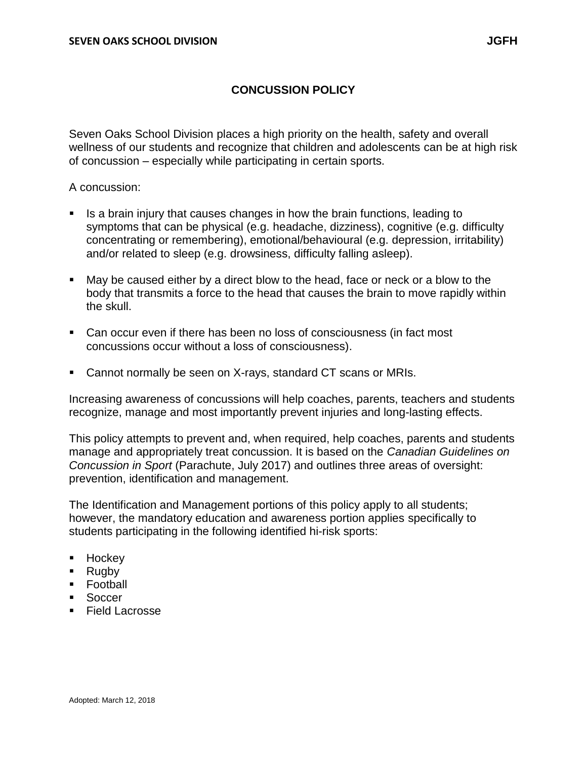# CONCUSSION POLICY

Seven Oaks School Division places a high priority on the health, safety and overall wellness of our students and recognize that children and adolescents can be at high risk of concussion – especially while participating in certain sports.

A concussion:

- Is a brain injury that causes changes in how the brain functions, leading to symptoms that can be physical (e.g. headache, dizziness), cognitive (e.g. difficulty concentrating or remembering), emotional/behavioural (e.g. depression, irritability) and/or related to sleep (e.g. drowsiness, difficulty falling asleep).
- May be caused either by a direct blow to the head, face or neck or a blow to the body that transmits a force to the head that causes the brain to move rapidly within the skull.
- Can occur even if there has been no loss of consciousness (in fact most concussions occur without a loss of consciousness).
- Cannot normally be seen on X-rays, standard CT scans or MRIs.

Increasing awareness of concussions will help coaches, parents, teachers and students recognize, manage and most importantly prevent injuries and long-lasting effects.

This policy attempts to prevent and, when required, help coaches, parents and students manage and appropriately treat concussion. It is based on the *Canadian Guidelines on Concussion in Sport* (Parachute, July 2017) and outlines three areas of oversight: prevention, identification and management.

The Identification and Management portions of this policy apply to all students; however, the mandatory education and awareness portion applies specifically to students participating in the following identified hi-risk sports:

- Hockey
- Rugby
- Football
- Soccer
- Field Lacrosse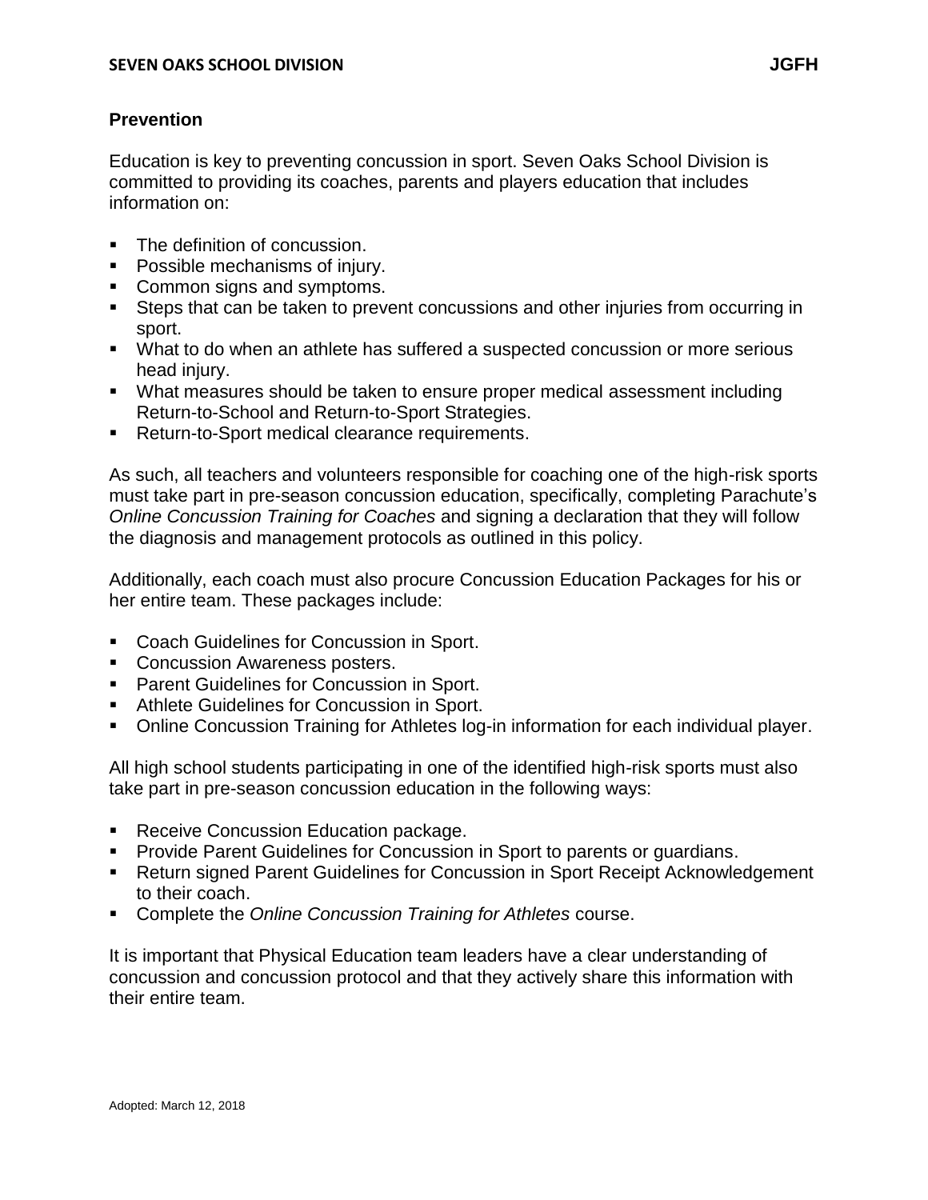## Prevention

Education is key to preventing concussion in sport. Seven Oaks School Division is committed to providing its coaches, parents and players education that includes information on:

- The definition of concussion.
- Possible mechanisms of injury.
- Common signs and symptoms.
- Steps that can be taken to prevent concussions and other injuries from occurring in sport.
- What to do when an athlete has suffered a suspected concussion or more serious head injury.
- What measures should be taken to ensure proper medical assessment including Return-to-School and Return-to-Sport Strategies.
- Return-to-Sport medical clearance requirements.

As such, all teachers and volunteers responsible for coaching one of the high-risk sports must take part in pre-season concussion education, specifically, completing Parachute's *Online Concussion Training for Coaches* and signing a declaration that they will follow the diagnosis and management protocols as outlined in this policy.

Additionally, each coach must also procure Concussion Education Packages for his or her entire team. These packages include:

- Coach Guidelines for Concussion in Sport.
- Concussion Awareness posters.
- Parent Guidelines for Concussion in Sport.
- Athlete Guidelines for Concussion in Sport.
- Online Concussion Training for Athletes log-in information for each individual player.

All high school students participating in one of the identified high-risk sports must also take part in pre-season concussion education in the following ways:

- Receive Concussion Education package.
- Provide Parent Guidelines for Concussion in Sport to parents or guardians.
- Return signed Parent Guidelines for Concussion in Sport Receipt Acknowledgement to their coach.
- Complete the *Online Concussion Training for Athletes* course.

It is important that Physical Education team leaders have a clear understanding of concussion and concussion protocol and that they actively share this information with their entire team.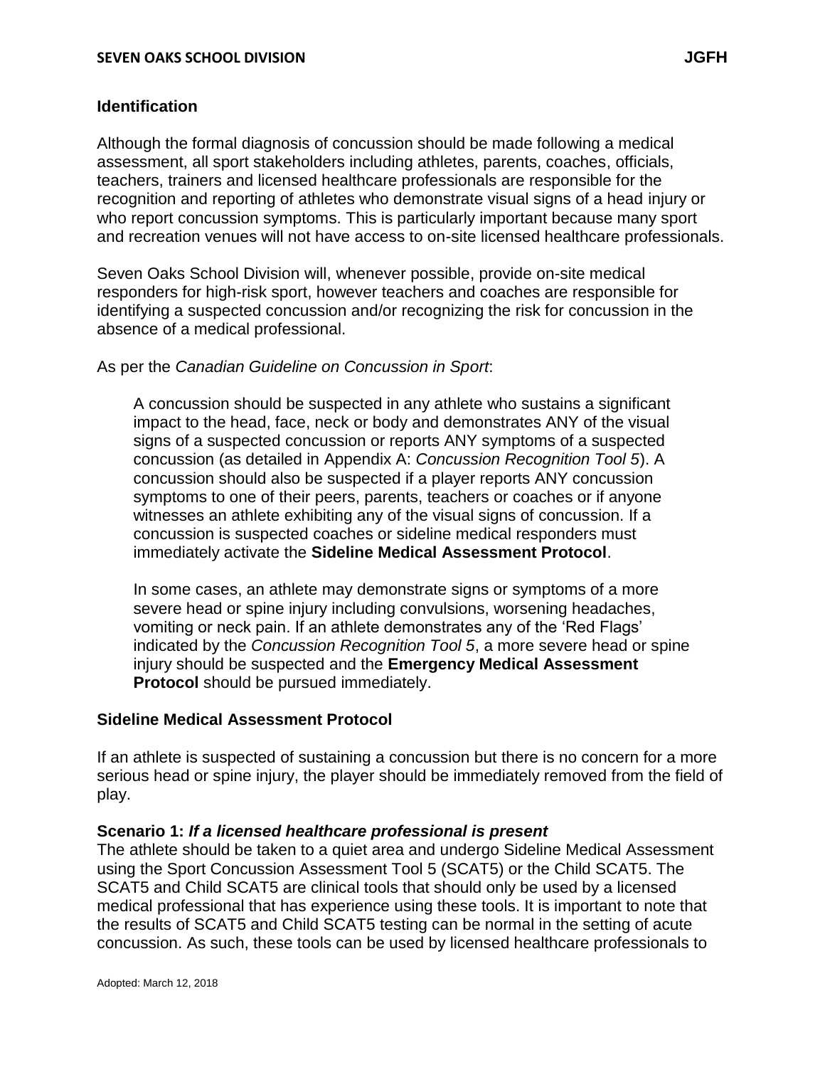## Identification

Although the formal diagnosis of concussion should be made following a medical assessment, all sport stakeholders including athletes, parents, coaches, officials, teachers, trainers and licensed healthcare professionals are responsible for the recognition and reporting of athletes who demonstrate visual signs of a head injury or who report concussion symptoms. This is particularly important because many sport and recreation venues will not have access to on-site licensed healthcare professionals.

Seven Oaks School Division will, whenever possible, provide on-site medical responders for high-risk sport, however teachers and coaches are responsible for identifying a suspected concussion and/or recognizing the risk for concussion in the absence of a medical professional.

As per the *Canadian Guideline on Concussion in Sport*:

> A concussion should be suspected in any athlete who sustains a significant impact to the head, face, neck or body and demonstrates ANY of the visual signs of a suspected concussion or reports ANY symptoms of a suspected concussion (as detailed in Appendix A: *Concussion Recognition Tool 5*). A concussion should also be suspected if a player reports ANY concussion symptoms to one of their peers, parents, teachers or coaches or if anyone witnesses an athlete exhibiting any of the visual signs of concussion. If a concussion is suspected coaches or sideline medical responders must immediately activate the **Sideline Medical Assessment Protocol**.
>
> In some cases, an athlete may demonstrate signs or symptoms of a more severe head or spine injury including convulsions, worsening headaches, vomiting or neck pain. If an athlete demonstrates any of the 'Red Flags' indicated by the *Concussion Recognition Tool 5*, a more severe head or spine injury should be suspected and the **Emergency Medical Assessment Protocol** should be pursued immediately.

## Sideline Medical Assessment Protocol

If an athlete is suspected of sustaining a concussion but there is no concern for a more serious head or spine injury, the player should be immediately removed from the field of play.

**Scenario 1:** ***If a licensed healthcare professional is present***
The athlete should be taken to a quiet area and undergo Sideline Medical Assessment using the Sport Concussion Assessment Tool 5 (SCAT5) or the Child SCAT5. The SCAT5 and Child SCAT5 are clinical tools that should only be used by a licensed medical professional that has experience using these tools. It is important to note that the results of SCAT5 and Child SCAT5 testing can be normal in the setting of acute concussion. As such, these tools can be used by licensed healthcare professionals to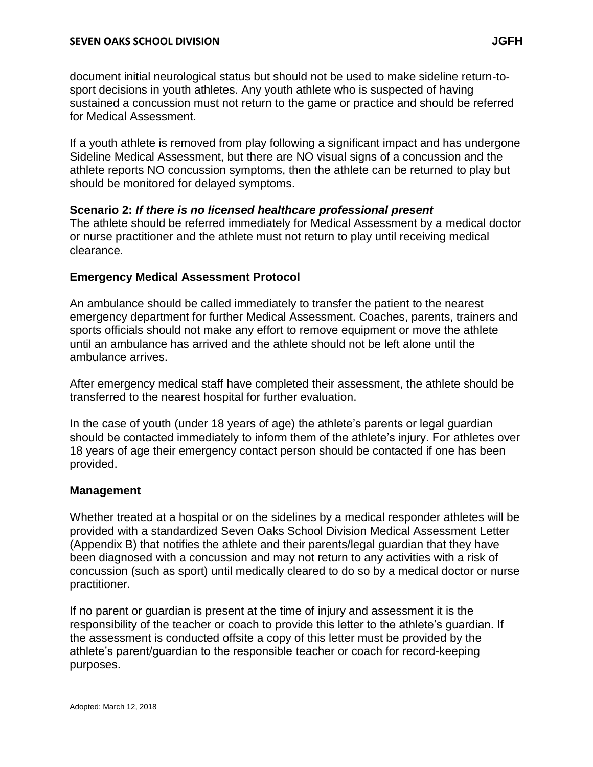document initial neurological status but should not be used to make sideline return-to-sport decisions in youth athletes. Any youth athlete who is suspected of having sustained a concussion must not return to the game or practice and should be referred for Medical Assessment.

If a youth athlete is removed from play following a significant impact and has undergone Sideline Medical Assessment, but there are NO visual signs of a concussion and the athlete reports NO concussion symptoms, then the athlete can be returned to play but should be monitored for delayed symptoms.

**Scenario 2:** ***If there is no licensed healthcare professional present***
The athlete should be referred immediately for Medical Assessment by a medical doctor or nurse practitioner and the athlete must not return to play until receiving medical clearance.

**Emergency Medical Assessment Protocol**

An ambulance should be called immediately to transfer the patient to the nearest emergency department for further Medical Assessment. Coaches, parents, trainers and sports officials should not make any effort to remove equipment or move the athlete until an ambulance has arrived and the athlete should not be left alone until the ambulance arrives.

After emergency medical staff have completed their assessment, the athlete should be transferred to the nearest hospital for further evaluation.

In the case of youth (under 18 years of age) the athlete's parents or legal guardian should be contacted immediately to inform them of the athlete's injury. For athletes over 18 years of age their emergency contact person should be contacted if one has been provided.

**Management**

Whether treated at a hospital or on the sidelines by a medical responder athletes will be provided with a standardized Seven Oaks School Division Medical Assessment Letter (Appendix B) that notifies the athlete and their parents/legal guardian that they have been diagnosed with a concussion and may not return to any activities with a risk of concussion (such as sport) until medically cleared to do so by a medical doctor or nurse practitioner.

If no parent or guardian is present at the time of injury and assessment it is the responsibility of the teacher or coach to provide this letter to the athlete's guardian. If the assessment is conducted offsite a copy of this letter must be provided by the athlete's parent/guardian to the responsible teacher or coach for record-keeping purposes.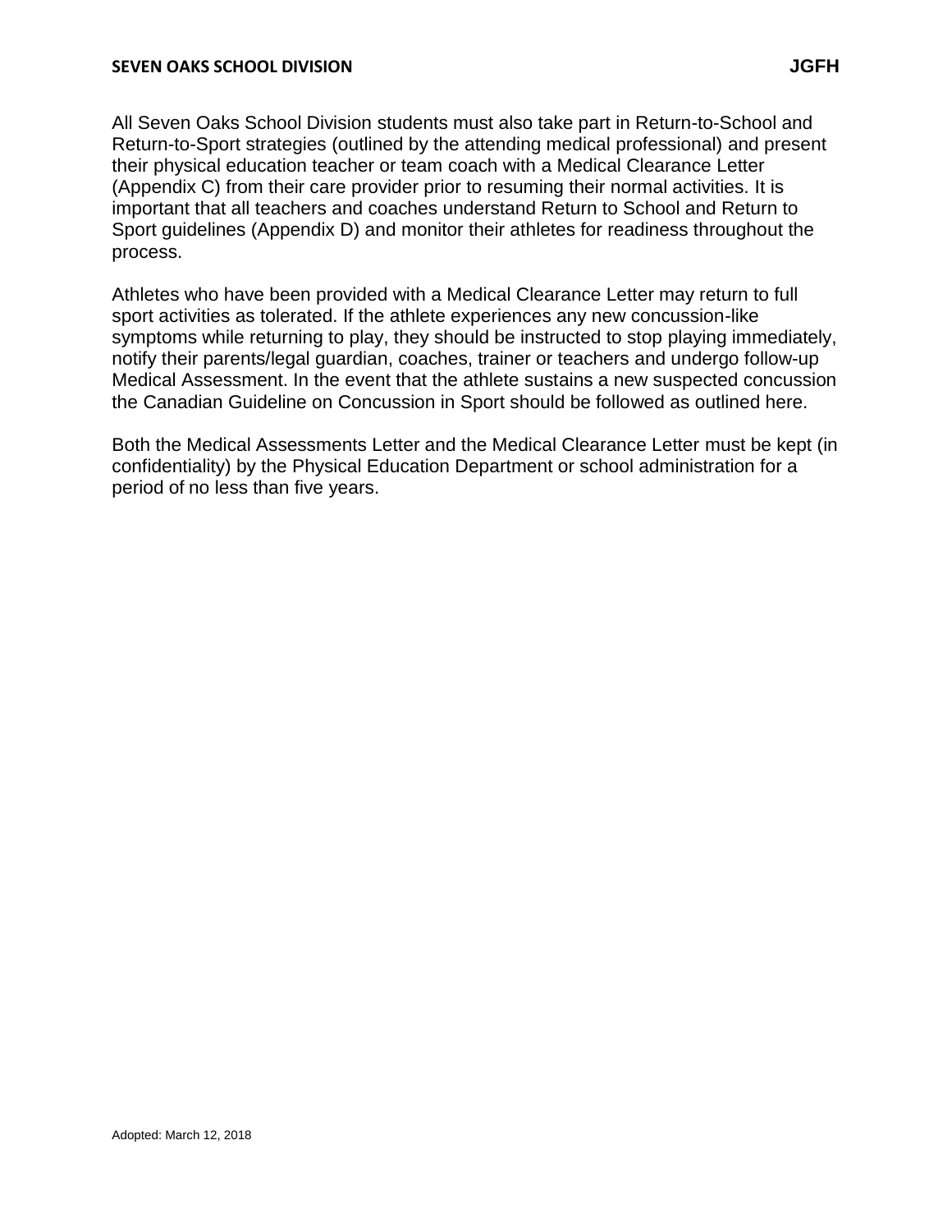All Seven Oaks School Division students must also take part in Return-to-School and Return-to-Sport strategies (outlined by the attending medical professional) and present their physical education teacher or team coach with a Medical Clearance Letter (Appendix C) from their care provider prior to resuming their normal activities. It is important that all teachers and coaches understand Return to School and Return to Sport guidelines (Appendix D) and monitor their athletes for readiness throughout the process.

Athletes who have been provided with a Medical Clearance Letter may return to full sport activities as tolerated. If the athlete experiences any new concussion-like symptoms while returning to play, they should be instructed to stop playing immediately, notify their parents/legal guardian, coaches, trainer or teachers and undergo follow-up Medical Assessment. In the event that the athlete sustains a new suspected concussion the Canadian Guideline on Concussion in Sport should be followed as outlined here.

Both the Medical Assessments Letter and the Medical Clearance Letter must be kept (in confidentiality) by the Physical Education Department or school administration for a period of no less than five years.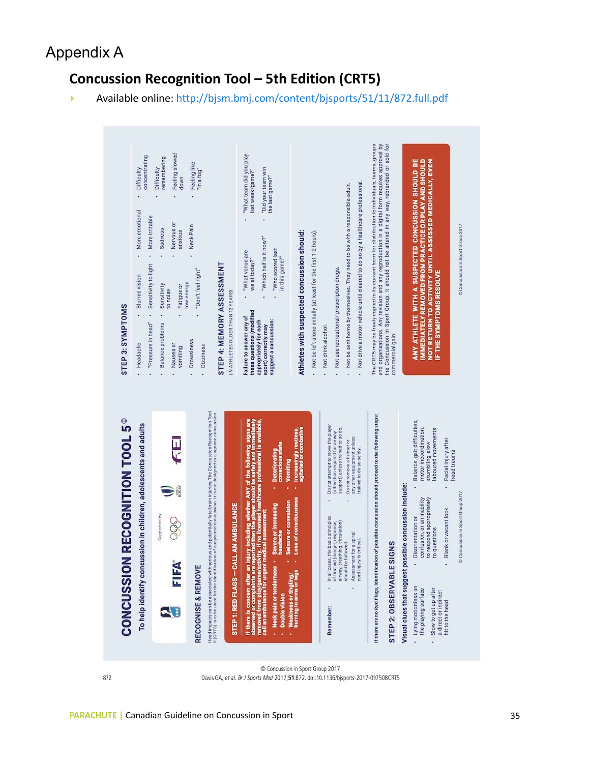# Appendix A

## Concussion Recognition Tool – 5th Edition (CRT5)

- Available online: http://bjsm.bmj.com/content/bjsports/51/11/872.full.pdf

# CONCUSSION RECOGNITION TOOL 5©

To help identify concussion in children, adolescents and adults

Supported by FIFA, IOC, World Rugby, FEI

## RECOGNISE & REMOVE

Head impacts can be associated with serious and potentially fatal brain injuries. The Concussion Recognition Tool 5 (CRT5) is to be used for the identification of suspected concussion. It is not designed to diagnose concussion.

### STEP 1: RED FLAGS – CALL AN AMBULANCE

**If there is concern after an injury including whether ANY of the following signs are observed or complaints are reported then the player should be safely and immediately removed from play/game/activity. If no licensed healthcare professional is available, call an ambulance for urgent medical assessment:**

- **Neck pain or tenderness**
- **Double vision**
- **Weakness or tingling/ burning in arms or legs**
- **Severe or increasing headache**
- **Seizure or convulsion**
- **Loss of consciousness**
- **Deteriorating conscious state**
- **Vomiting**
- **Increasingly restless, agitated or combative**

**Remember:**

- In all cases, the basic principles of first aid (danger, response, airway, breathing, circulation) should be followed.
- Assessment for a spinal cord injury is critical.
- Do not attempt to move the player (other than required for airway support) unless trained to so do.
- Do not remove a helmet or any other equipment unless trained to do so safely.

**If there are no Red Flags, identification of possible concussion should proceed to the following steps:**

### STEP 2: OBSERVABLE SIGNS

**Visual clues that suggest possible concussion include:**

- Lying motionless on the playing surface
- Slow to get up after a direct or indirect hit to the head
- Disorientation or confusion, or an inability to respond appropriately to questions
- Blank or vacant look
- Balance, gait difficulties, motor incoordination, stumbling, slow laboured movements
- Facial injury after head trauma

© Concussion in Sport Group 2017

### STEP 3: SYMPTOMS

- Headache
- "Pressure in head"
- Balance problems
- Nausea or vomiting
- Drowsiness
- Dizziness
- Blurred vision
- Sensitivity to light
- Sensitivity to noise
- Fatigue or low energy
- "Don't feel right"
- More emotional
- More Irritable
- Sadness
- Nervous or anxious
- Neck Pain
- Difficulty concentrating
- Difficulty remembering
- Feeling slowed down
- Feeling like "in a fog"

### STEP 4: MEMORY ASSESSMENT

(IN ATHLETES OLDER THAN 12 YEARS)

**Failure to answer any of these questions (modified appropriately for each sport) correctly may suggest a concussion:**

- "What venue are we at today?"
- "Which half is it now?"
- "Who scored last in this game?"
- "What team did you play last week/game?"
- "Did your team win the last game?"

**Athletes with suspected concussion should:**

- Not be left alone initially (at least for the first 1-2 hours).
- Not drink alcohol.
- Not use recreational/ prescription drugs.
- Not be sent home by themselves. They need to be with a responsible adult.
- Not drive a motor vehicle until cleared to do so by a healthcare professional.

The CRT5 may be freely copied in its current form for distribution to individuals, teams, groups and organisations. Any revision and any reproduction in a digital form requires approval by the Concussion in Sport Group. It should not be altered in any way, rebranded or sold for commercial gain.

**ANY ATHLETE WITH A SUSPECTED CONCUSSION SHOULD BE IMMEDIATELY REMOVED FROM PRACTICE OR PLAY AND SHOULD NOT RETURN TO ACTIVITY UNTIL ASSESSED MEDICALLY, EVEN IF THE SYMPTOMS RESOLVE**

© Concussion in Sport Group 2017

© Concussion in Sport Group 2017
Davis GA, *et al. Br J Sports Med* 2017;**51**:872. doi:10.1136/bjsports-2017-097508CRT5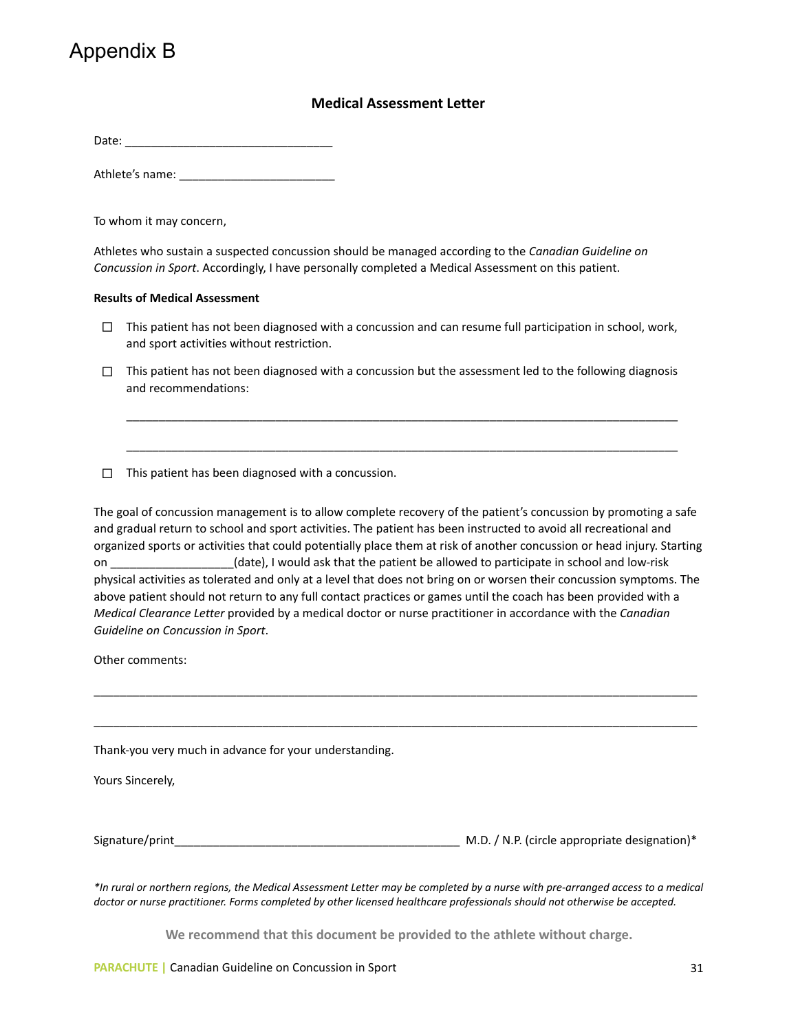# Appendix B

## Medical Assessment Letter

Date: ________________________________

Athlete's name: ________________________

To whom it may concern,

Athletes who sustain a suspected concussion should be managed according to the *Canadian Guideline on Concussion in Sport*. Accordingly, I have personally completed a Medical Assessment on this patient.

**Results of Medical Assessment**

- ☐ This patient has not been diagnosed with a concussion and can resume full participation in school, work, and sport activities without restriction.
- ☐ This patient has not been diagnosed with a concussion but the assessment led to the following diagnosis and recommendations:

  ________________________________________________________________________________________

  ________________________________________________________________________________________

- ☐ This patient has been diagnosed with a concussion.

The goal of concussion management is to allow complete recovery of the patient's concussion by promoting a safe and gradual return to school and sport activities. The patient has been instructed to avoid all recreational and organized sports or activities that could potentially place them at risk of another concussion or head injury. Starting on ___________________(date), I would ask that the patient be allowed to participate in school and low-risk physical activities as tolerated and only at a level that does not bring on or worsen their concussion symptoms. The above patient should not return to any full contact practices or games until the coach has been provided with a *Medical Clearance Letter* provided by a medical doctor or nurse practitioner in accordance with the *Canadian Guideline on Concussion in Sport*.

Other comments:

____________________________________________________________________________________________

____________________________________________________________________________________________

Thank-you very much in advance for your understanding.

Yours Sincerely,

Signature/print_____________________________________________ M.D. / N.P. (circle appropriate designation)*

*\*In rural or northern regions, the Medical Assessment Letter may be completed by a nurse with pre-arranged access to a medical doctor or nurse practitioner. Forms completed by other licensed healthcare professionals should not otherwise be accepted.*

**We recommend that this document be provided to the athlete without charge.**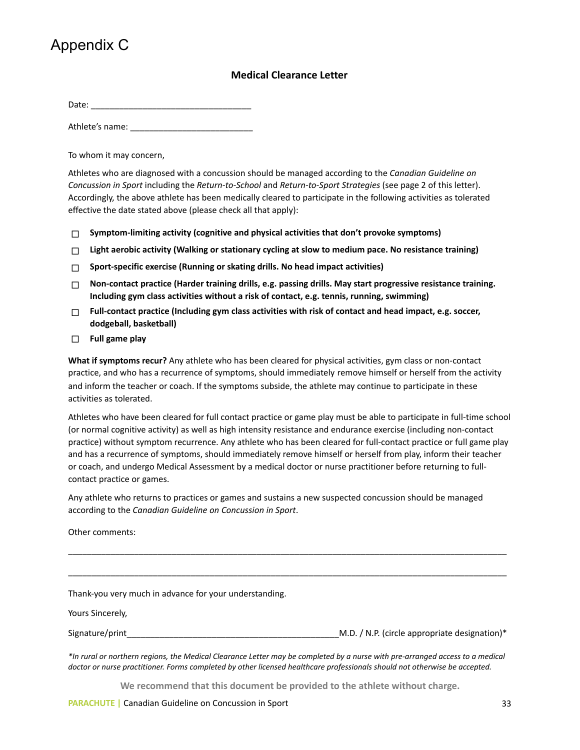# Appendix C

## Medical Clearance Letter

Date: ___________________________________

Athlete's name: ___________________________

To whom it may concern,

Athletes who are diagnosed with a concussion should be managed according to the *Canadian Guideline on Concussion in Sport* including the *Return-to-School* and *Return-to-Sport Strategies* (see page 2 of this letter). Accordingly, the above athlete has been medically cleared to participate in the following activities as tolerated effective the date stated above (please check all that apply):

- ☐ **Symptom-limiting activity (cognitive and physical activities that don't provoke symptoms)**
- ☐ **Light aerobic activity (Walking or stationary cycling at slow to medium pace. No resistance training)**
- ☐ **Sport-specific exercise (Running or skating drills. No head impact activities)**
- ☐ **Non-contact practice (Harder training drills, e.g. passing drills. May start progressive resistance training. Including gym class activities without a risk of contact, e.g. tennis, running, swimming)**
- ☐ **Full-contact practice (Including gym class activities with risk of contact and head impact, e.g. soccer, dodgeball, basketball)**
- ☐ **Full game play**

**What if symptoms recur?** Any athlete who has been cleared for physical activities, gym class or non-contact practice, and who has a recurrence of symptoms, should immediately remove himself or herself from the activity and inform the teacher or coach. If the symptoms subside, the athlete may continue to participate in these activities as tolerated.

Athletes who have been cleared for full contact practice or game play must be able to participate in full-time school (or normal cognitive activity) as well as high intensity resistance and endurance exercise (including non-contact practice) without symptom recurrence. Any athlete who has been cleared for full-contact practice or full game play and has a recurrence of symptoms, should immediately remove himself or herself from play, inform their teacher or coach, and undergo Medical Assessment by a medical doctor or nurse practitioner before returning to full-contact practice or games.

Any athlete who returns to practices or games and sustains a new suspected concussion should be managed according to the *Canadian Guideline on Concussion in Sport*.

Other comments:

_____________________________________________________________________________________________

_____________________________________________________________________________________________

Thank-you very much in advance for your understanding.

Yours Sincerely,

Signature/print_____________________________________________M.D. / N.P. (circle appropriate designation)*

*\*In rural or northern regions, the Medical Clearance Letter may be completed by a nurse with pre-arranged access to a medical doctor or nurse practitioner. Forms completed by other licensed healthcare professionals should not otherwise be accepted.*

**We recommend that this document be provided to the athlete without charge.**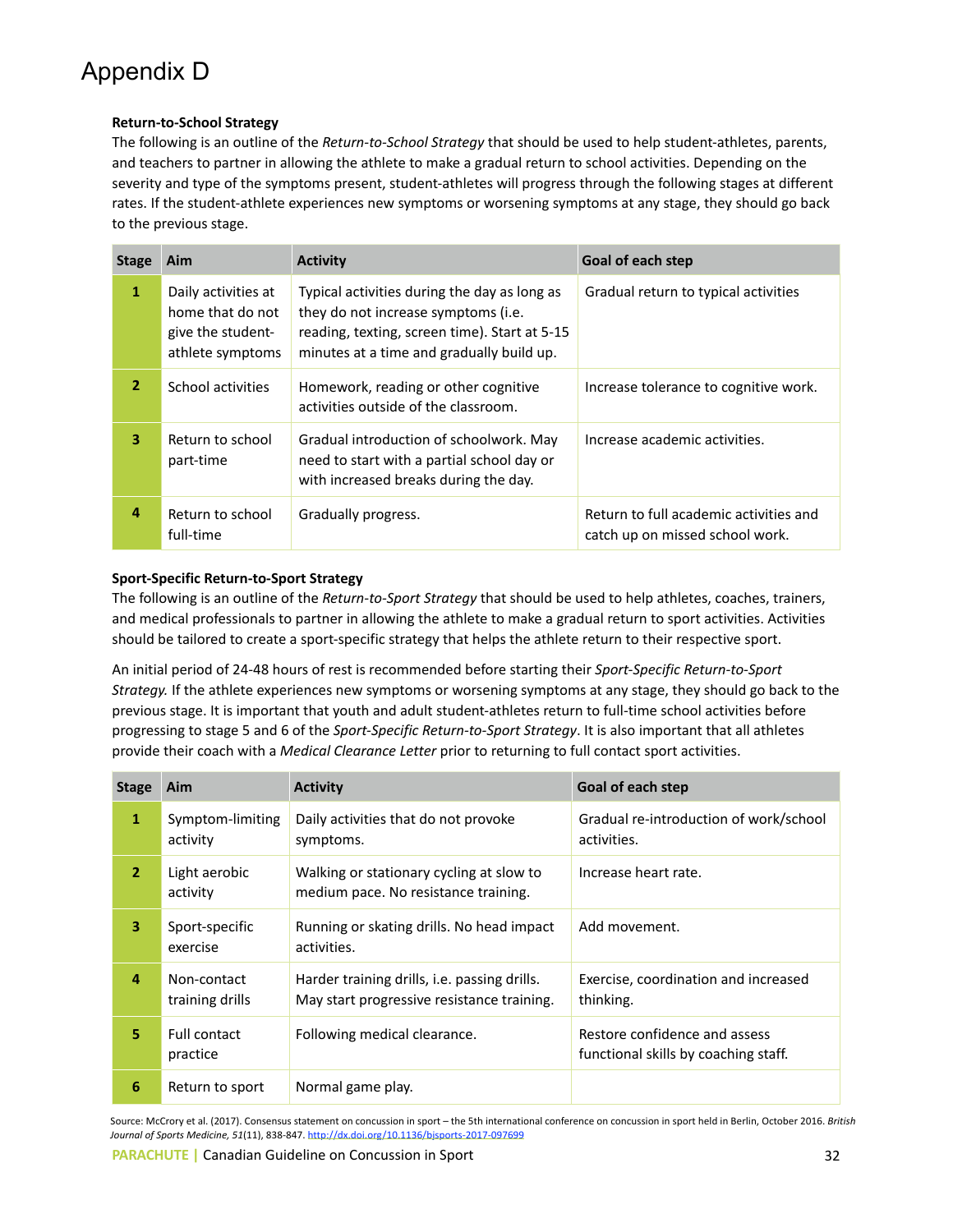# Appendix D

**Return-to-School Strategy**

The following is an outline of the *Return-to-School Strategy* that should be used to help student-athletes, parents, and teachers to partner in allowing the athlete to make a gradual return to school activities. Depending on the severity and type of the symptoms present, student-athletes will progress through the following stages at different rates. If the student-athlete experiences new symptoms or worsening symptoms at any stage, they should go back to the previous stage.

| Stage | Aim | Activity | Goal of each step |
|---|---|---|---|
| 1 | Daily activities at home that do not give the student-athlete symptoms | Typical activities during the day as long as they do not increase symptoms (i.e. reading, texting, screen time). Start at 5-15 minutes at a time and gradually build up. | Gradual return to typical activities |
| 2 | School activities | Homework, reading or other cognitive activities outside of the classroom. | Increase tolerance to cognitive work. |
| 3 | Return to school part-time | Gradual introduction of schoolwork. May need to start with a partial school day or with increased breaks during the day. | Increase academic activities. |
| 4 | Return to school full-time | Gradually progress. | Return to full academic activities and catch up on missed school work. |

**Sport-Specific Return-to-Sport Strategy**

The following is an outline of the *Return-to-Sport Strategy* that should be used to help athletes, coaches, trainers, and medical professionals to partner in allowing the athlete to make a gradual return to sport activities. Activities should be tailored to create a sport-specific strategy that helps the athlete return to their respective sport.

An initial period of 24-48 hours of rest is recommended before starting their *Sport-Specific Return-to-Sport Strategy.* If the athlete experiences new symptoms or worsening symptoms at any stage, they should go back to the previous stage. It is important that youth and adult student-athletes return to full-time school activities before progressing to stage 5 and 6 of the *Sport-Specific Return-to-Sport Strategy*. It is also important that all athletes provide their coach with a *Medical Clearance Letter* prior to returning to full contact sport activities.

| Stage | Aim | Activity | Goal of each step |
|---|---|---|---|
| 1 | Symptom-limiting activity | Daily activities that do not provoke symptoms. | Gradual re-introduction of work/school activities. |
| 2 | Light aerobic activity | Walking or stationary cycling at slow to medium pace. No resistance training. | Increase heart rate. |
| 3 | Sport-specific exercise | Running or skating drills. No head impact activities. | Add movement. |
| 4 | Non-contact training drills | Harder training drills, i.e. passing drills. May start progressive resistance training. | Exercise, coordination and increased thinking. |
| 5 | Full contact practice | Following medical clearance. | Restore confidence and assess functional skills by coaching staff. |
| 6 | Return to sport | Normal game play. | |

Source: McCrory et al. (2017). Consensus statement on concussion in sport – the 5th international conference on concussion in sport held in Berlin, October 2016. *British Journal of Sports Medicine, 51*(11), 838-847. http://dx.doi.org/10.1136/bjsports-2017-097699